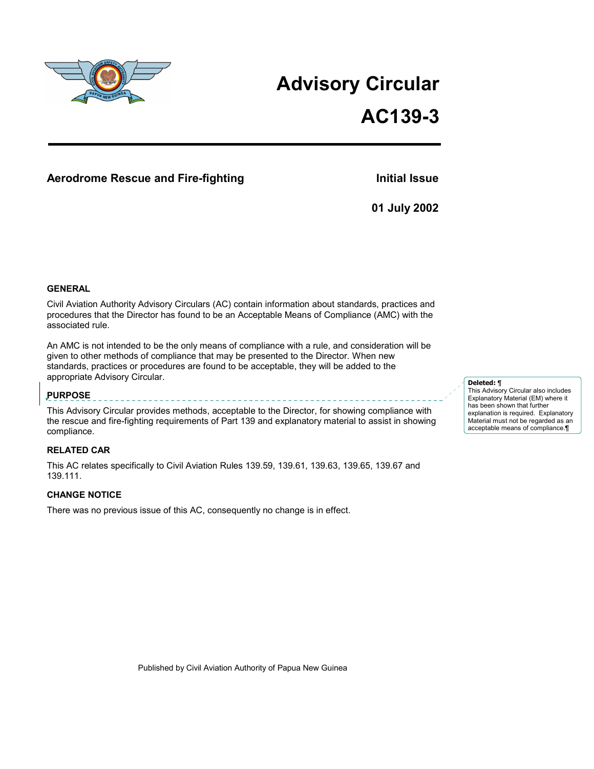# Advisory Circular

# AC139-3

**Aerodrome Rescue and Fire-fighting** **Initial Issue**

**01 July 2002**

### GENERAL

Civil Aviation Authority Advisory Circulars (AC) contain information about standards, practices and procedures that the Director has found to be an Acceptable Means of Compliance (AMC) with the associated rule.

An AMC is not intended to be the only means of compliance with a rule, and consideration will be given to other methods of compliance that may be presented to the Director. When new standards, practices or procedures are found to be acceptable, they will be added to the appropriate Advisory Circular.

**Deleted:** This Advisory Circular also includes Explanatory Material (EM) where it has been shown that further explanation is required. Explanatory Material must not be regarded as an acceptable means of compliance.

### PURPOSE

This Advisory Circular provides methods, acceptable to the Director, for showing compliance with the rescue and fire-fighting requirements of Part 139 and explanatory material to assist in showing compliance.

### RELATED CAR

This AC relates specifically to Civil Aviation Rules 139.59, 139.61, 139.63, 139.65, 139.67 and 139.111.

### CHANGE NOTICE

There was no previous issue of this AC, consequently no change is in effect.

Published by Civil Aviation Authority of Papua New Guinea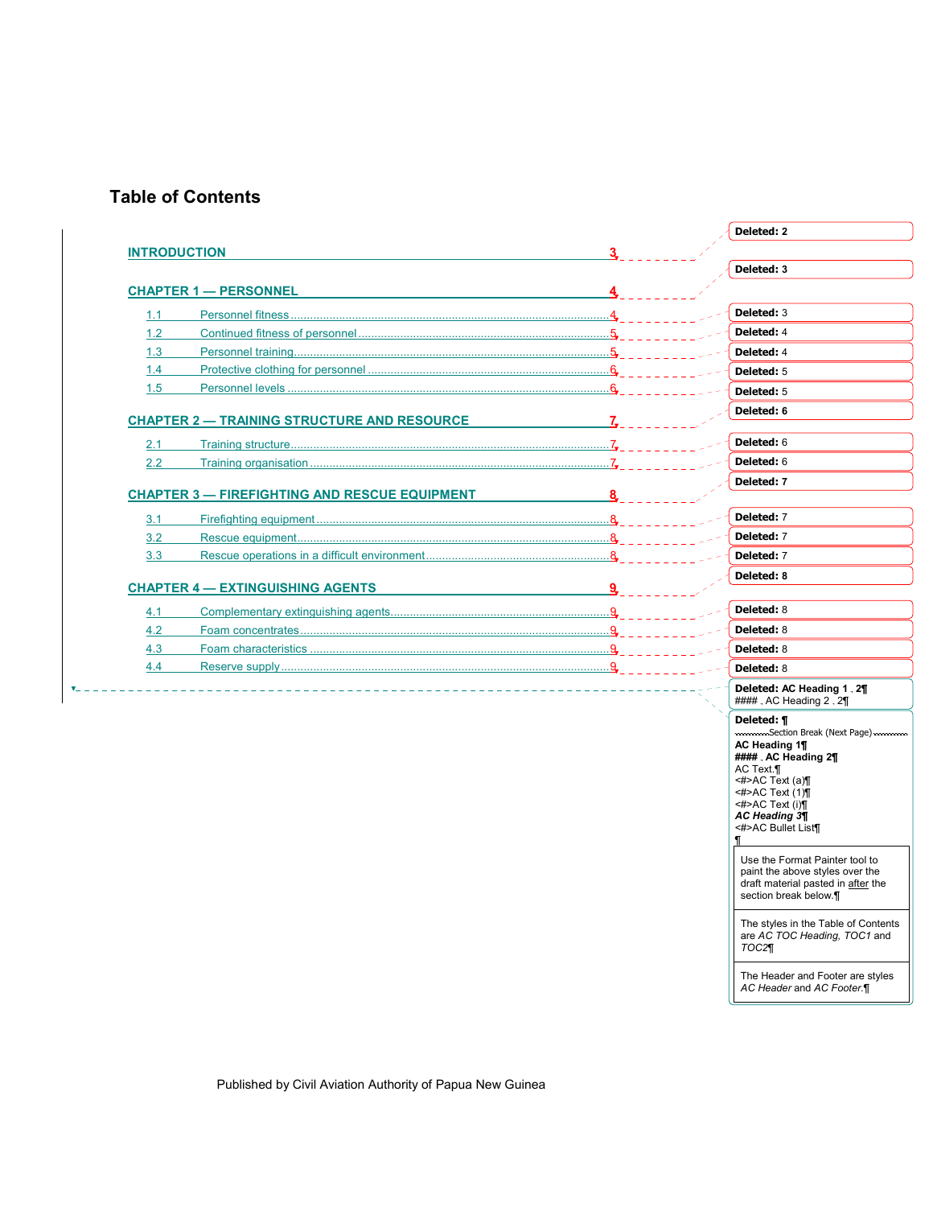# Table of Contents

| | | |
|---|---|---|
| **INTRODUCTION** | | **3** |
| **CHAPTER 1 — PERSONNEL** | | **4** |
| 1.1 | Personnel fitness | 4 |
| 1.2 | Continued fitness of personnel | 5 |
| 1.3 | Personnel training | 5 |
| 1.4 | Protective clothing for personnel | 6 |
| 1.5 | Personnel levels | 6 |
| **CHAPTER 2 — TRAINING STRUCTURE AND RESOURCE** | | **7** |
| 2.1 | Training structure | 7 |
| 2.2 | Training organisation | 7 |
| **CHAPTER 3 — FIREFIGHTING AND RESCUE EQUIPMENT** | | **8** |
| 3.1 | Firefighting equipment | 8 |
| 3.2 | Rescue equipment | 8 |
| 3.3 | Rescue operations in a difficult environment | 8 |
| **CHAPTER 4 — EXTINGUISHING AGENTS** | | **9** |
| 4.1 | Complementary extinguishing agents | 9 |
| 4.2 | Foam concentrates | 9 |
| 4.3 | Foam characteristics | 9 |
| 4.4 | Reserve supply | 9 |

Deleted: 2

Deleted: 3

Deleted: 3

Deleted: 4

Deleted: 4

Deleted: 5

Deleted: 5

Deleted: 6

Deleted: 6

Deleted: 6

Deleted: 7

Deleted: 7

Deleted: 7

Deleted: 7

Deleted: 8

Deleted: 8

Deleted: 8

Deleted: 8

Deleted: 8

**Deleted: AC Heading 1 . 2¶**
#### . AC Heading 2 . 2¶

**Deleted: ¶**
Section Break (Next Page)
**AC Heading 1¶**
**#### . AC Heading 2¶**
AC Text.¶
<#>AC Text (a)¶
<#>AC Text (1)¶
<#>AC Text (i)¶
***AC Heading 3¶***
<#>AC Bullet List¶
¶

Use the Format Painter tool to paint the above styles over the draft material pasted in after the section break below.¶

The styles in the Table of Contents are *AC TOC Heading, TOC1* and *TOC2*¶

The Header and Footer are styles *AC Header* and *AC Footer.*¶

Published by Civil Aviation Authority of Papua New Guinea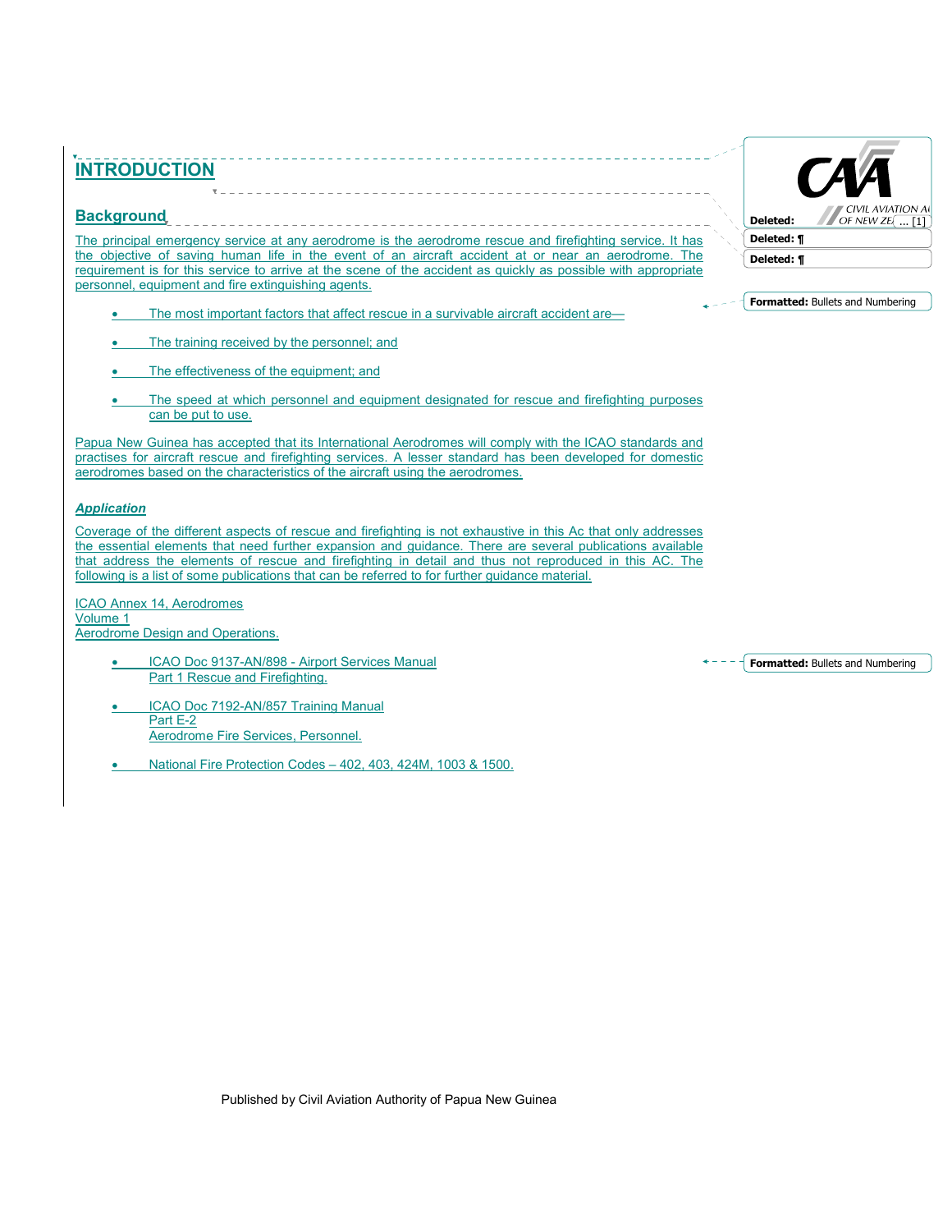# INTRODUCTION

## Background

The principal emergency service at any aerodrome is the aerodrome rescue and firefighting service. It has the objective of saving human life in the event of an aircraft accident at or near an aerodrome. The requirement is for this service to arrive at the scene of the accident as quickly as possible with appropriate personnel, equipment and fire extinguishing agents.

- The most important factors that affect rescue in a survivable aircraft accident are—
- The training received by the personnel; and
- The effectiveness of the equipment; and
- The speed at which personnel and equipment designated for rescue and firefighting purposes can be put to use.

Papua New Guinea has accepted that its International Aerodromes will comply with the ICAO standards and practises for aircraft rescue and firefighting services. A lesser standard has been developed for domestic aerodromes based on the characteristics of the aircraft using the aerodromes.

### *Application*

Coverage of the different aspects of rescue and firefighting is not exhaustive in this Ac that only addresses the essential elements that need further expansion and guidance. There are several publications available that address the elements of rescue and firefighting in detail and thus not reproduced in this AC. The following is a list of some publications that can be referred to for further guidance material.

ICAO Annex 14, Aerodromes
Volume 1
Aerodrome Design and Operations.

- ICAO Doc 9137-AN/898 - Airport Services Manual
  Part 1 Rescue and Firefighting.
- ICAO Doc 7192-AN/857 Training Manual
  Part E-2
  Aerodrome Fire Services, Personnel.
- National Fire Protection Codes – 402, 403, 424M, 1003 & 1500.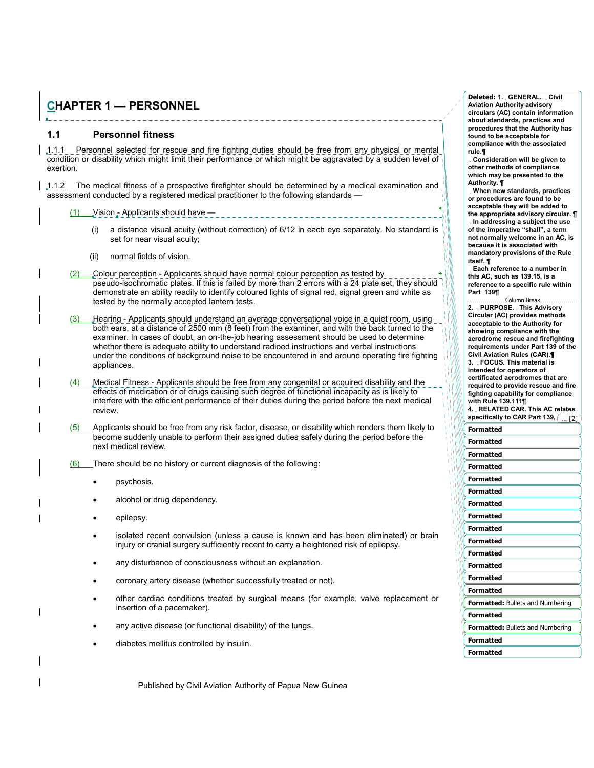# CHAPTER 1 — PERSONNEL

## 1.1 Personnel fitness

1.1.1 Personnel selected for rescue and fire fighting duties should be free from any physical or mental condition or disability which might limit their performance or which might be aggravated by a sudden level of exertion.

1.1.2 The medical fitness of a prospective firefighter should be determined by a medical examination and assessment conducted by a registered medical practitioner to the following standards —

(1) Vision - Applicants should have —

(i) a distance visual acuity (without correction) of 6/12 in each eye separately. No standard is set for near visual acuity;

(ii) normal fields of vision.

(2) Colour perception - Applicants should have normal colour perception as tested by pseudo-isochromatic plates. If this is failed by more than 2 errors with a 24 plate set, they should demonstrate an ability readily to identify coloured lights of signal red, signal green and white as tested by the normally accepted lantern tests.

(3) Hearing - Applicants should understand an average conversational voice in a quiet room, using both ears, at a distance of 2500 mm (8 feet) from the examiner, and with the back turned to the examiner. In cases of doubt, an on-the-job hearing assessment should be used to determine whether there is adequate ability to understand radioed instructions and verbal instructions under the conditions of background noise to be encountered in and around operating fire fighting appliances.

(4) Medical Fitness - Applicants should be free from any congenital or acquired disability and the effects of medication or of drugs causing such degree of functional incapacity as is likely to interfere with the efficient performance of their duties during the period before the next medical review.

(5) Applicants should be free from any risk factor, disease, or disability which renders them likely to become suddenly unable to perform their assigned duties safely during the period before the next medical review.

(6) There should be no history or current diagnosis of the following:

- psychosis.
- alcohol or drug dependency.
- epilepsy.
- isolated recent convulsion (unless a cause is known and has been eliminated) or brain injury or cranial surgery sufficiently recent to carry a heightened risk of epilepsy.
- any disturbance of consciousness without an explanation.
- coronary artery disease (whether successfully treated or not).
- other cardiac conditions treated by surgical means (for example, valve replacement or insertion of a pacemaker).
- any active disease (or functional disability) of the lungs.
- diabetes mellitus controlled by insulin.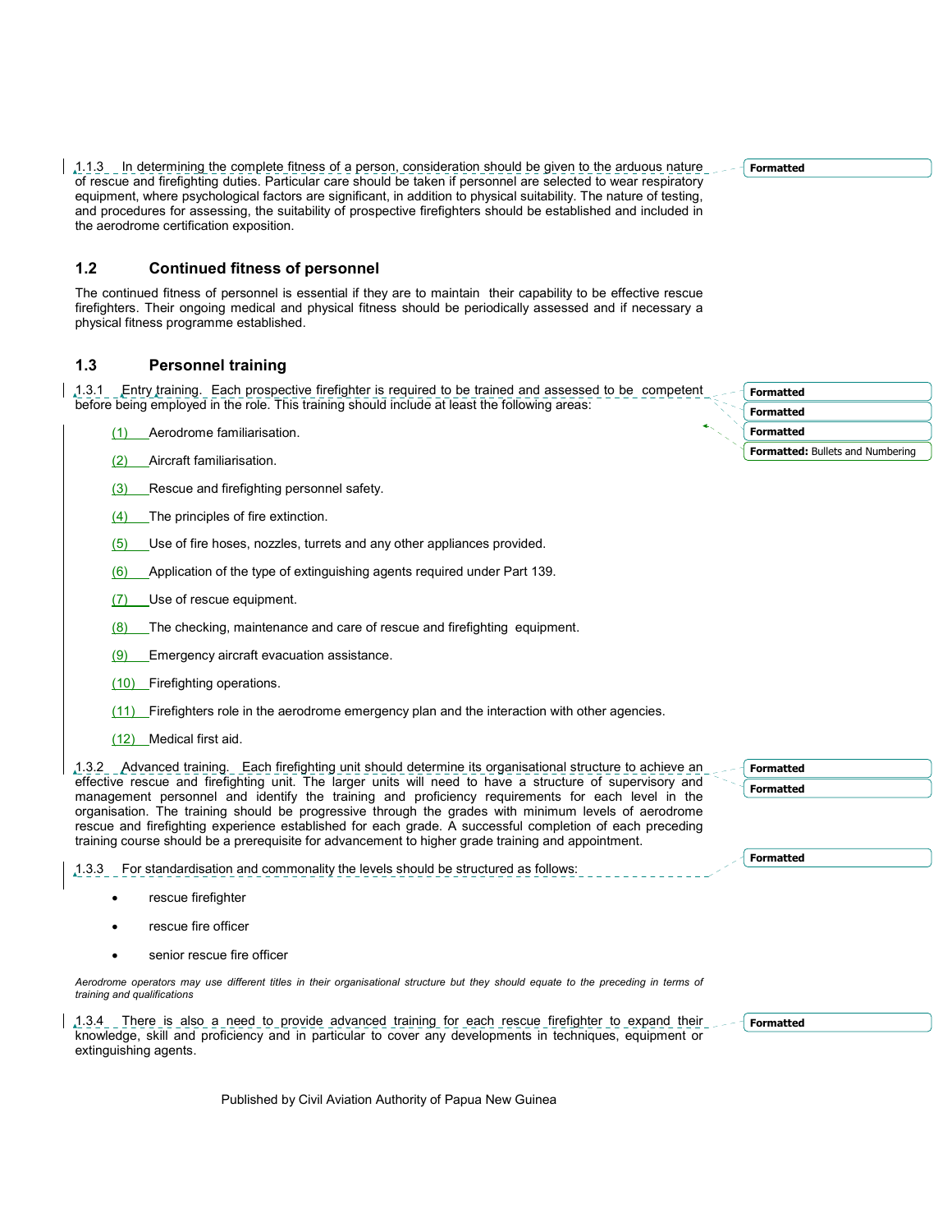1.1.3 In determining the complete fitness of a person, consideration should be given to the arduous nature of rescue and firefighting duties. Particular care should be taken if personnel are selected to wear respiratory equipment, where psychological factors are significant, in addition to physical suitability. The nature of testing, and procedures for assessing, the suitability of prospective firefighters should be established and included in the aerodrome certification exposition.

## 1.2 Continued fitness of personnel

The continued fitness of personnel is essential if they are to maintain their capability to be effective rescue firefighters. Their ongoing medical and physical fitness should be periodically assessed and if necessary a physical fitness programme established.

## 1.3 Personnel training

1.3.1 Entry training. Each prospective firefighter is required to be trained and assessed to be competent before being employed in the role. This training should include at least the following areas:

(1) Aerodrome familiarisation.

(2) Aircraft familiarisation.

(3) Rescue and firefighting personnel safety.

(4) The principles of fire extinction.

(5) Use of fire hoses, nozzles, turrets and any other appliances provided.

(6) Application of the type of extinguishing agents required under Part 139.

(7) Use of rescue equipment.

(8) The checking, maintenance and care of rescue and firefighting equipment.

(9) Emergency aircraft evacuation assistance.

(10) Firefighting operations.

(11) Firefighters role in the aerodrome emergency plan and the interaction with other agencies.

(12) Medical first aid.

1.3.2 Advanced training. Each firefighting unit should determine its organisational structure to achieve an effective rescue and firefighting unit. The larger units will need to have a structure of supervisory and management personnel and identify the training and proficiency requirements for each level in the organisation. The training should be progressive through the grades with minimum levels of aerodrome rescue and firefighting experience established for each grade. A successful completion of each preceding training course should be a prerequisite for advancement to higher grade training and appointment.

1.3.3 For standardisation and commonality the levels should be structured as follows:

- rescue firefighter
- rescue fire officer
- senior rescue fire officer

*Aerodrome operators may use different titles in their organisational structure but they should equate to the preceding in terms of training and qualifications*

1.3.4 There is also a need to provide advanced training for each rescue firefighter to expand their knowledge, skill and proficiency and in particular to cover any developments in techniques, equipment or extinguishing agents.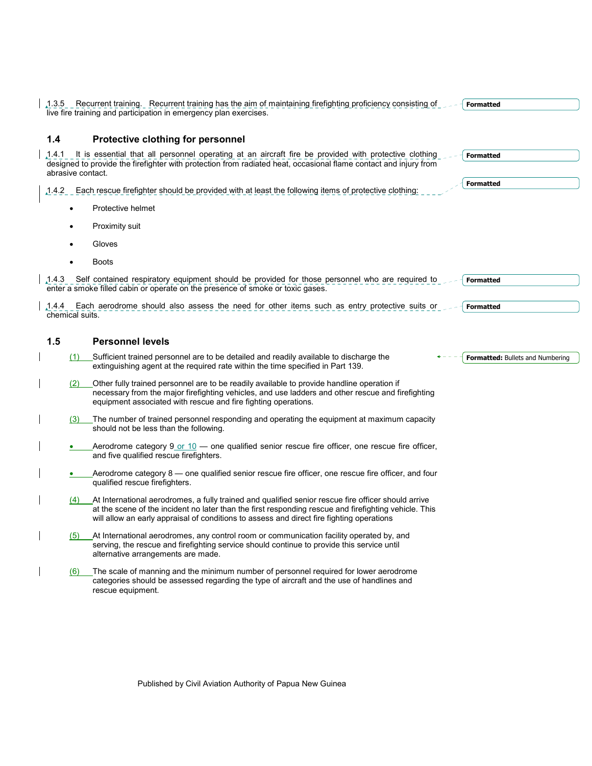1.3.5 Recurrent training. Recurrent training has the aim of maintaining firefighting proficiency consisting of live fire training and participation in emergency plan exercises.

## 1.4 Protective clothing for personnel

1.4.1 It is essential that all personnel operating at an aircraft fire be provided with protective clothing designed to provide the firefighter with protection from radiated heat, occasional flame contact and injury from abrasive contact.

1.4.2 Each rescue firefighter should be provided with at least the following items of protective clothing:

- Protective helmet
- Proximity suit
- Gloves
- Boots

1.4.3 Self contained respiratory equipment should be provided for those personnel who are required to enter a smoke filled cabin or operate on the presence of smoke or toxic gases.

1.4.4 Each aerodrome should also assess the need for other items such as entry protective suits or chemical suits.

## 1.5 Personnel levels

(1) Sufficient trained personnel are to be detailed and readily available to discharge the extinguishing agent at the required rate within the time specified in Part 139.

(2) Other fully trained personnel are to be readily available to provide handline operation if necessary from the major firefighting vehicles, and use ladders and other rescue and firefighting equipment associated with rescue and fire fighting operations.

(3) The number of trained personnel responding and operating the equipment at maximum capacity should not be less than the following.

- Aerodrome category 9 or 10 — one qualified senior rescue fire officer, one rescue fire officer, and five qualified rescue firefighters.
- Aerodrome category 8 — one qualified senior rescue fire officer, one rescue fire officer, and four qualified rescue firefighters.

(4) At International aerodromes, a fully trained and qualified senior rescue fire officer should arrive at the scene of the incident no later than the first responding rescue and firefighting vehicle. This will allow an early appraisal of conditions to assess and direct fire fighting operations

(5) At International aerodromes, any control room or communication facility operated by, and serving, the rescue and firefighting service should continue to provide this service until alternative arrangements are made.

(6) The scale of manning and the minimum number of personnel required for lower aerodrome categories should be assessed regarding the type of aircraft and the use of handlines and rescue equipment.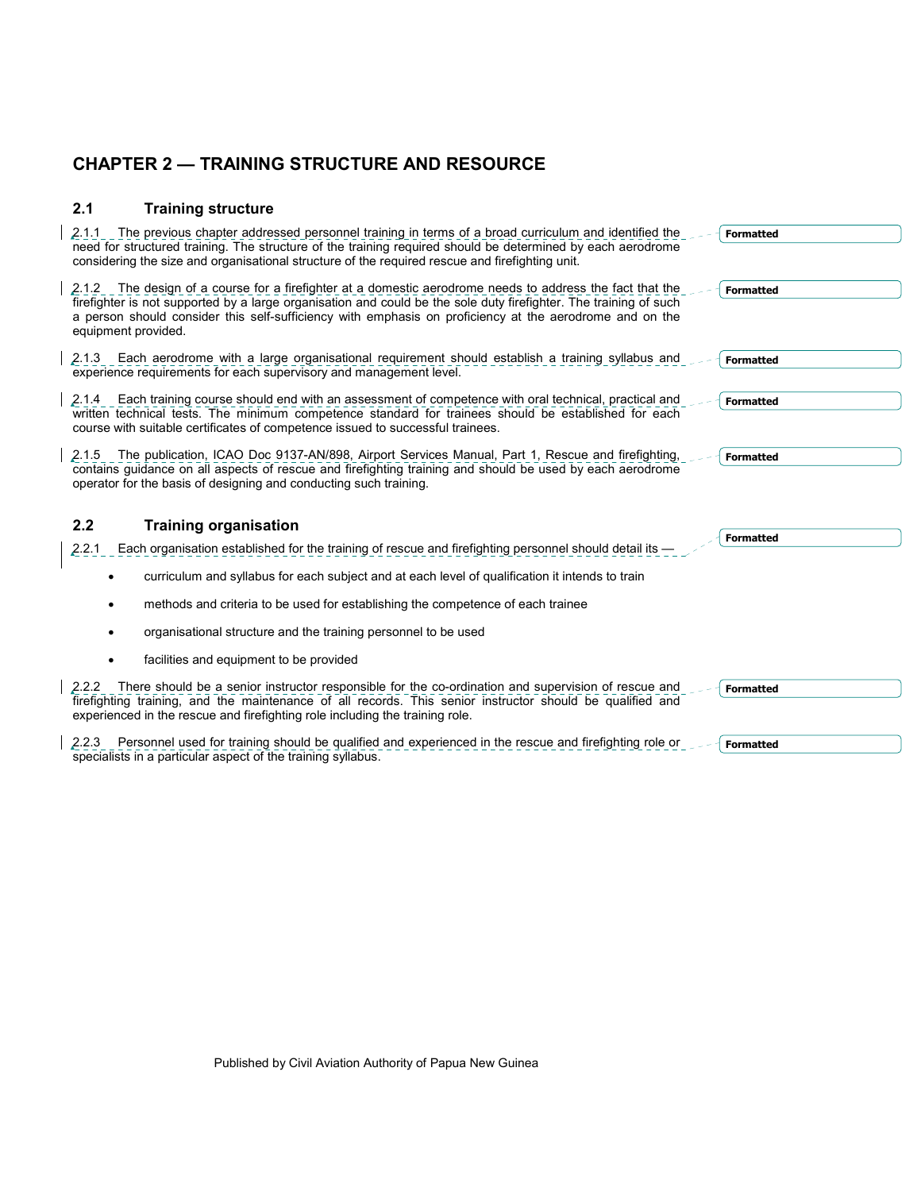# CHAPTER 2 — TRAINING STRUCTURE AND RESOURCE

## 2.1 Training structure

2.1.1 The previous chapter addressed personnel training in terms of a broad curriculum and identified the need for structured training. The structure of the training required should be determined by each aerodrome considering the size and organisational structure of the required rescue and firefighting unit.

2.1.2 The design of a course for a firefighter at a domestic aerodrome needs to address the fact that the firefighter is not supported by a large organisation and could be the sole duty firefighter. The training of such a person should consider this self-sufficiency with emphasis on proficiency at the aerodrome and on the equipment provided.

2.1.3 Each aerodrome with a large organisational requirement should establish a training syllabus and experience requirements for each supervisory and management level.

2.1.4 Each training course should end with an assessment of competence with oral technical, practical and written technical tests. The minimum competence standard for trainees should be established for each course with suitable certificates of competence issued to successful trainees.

2.1.5 The publication, ICAO Doc 9137-AN/898, Airport Services Manual, Part 1, Rescue and firefighting, contains guidance on all aspects of rescue and firefighting training and should be used by each aerodrome operator for the basis of designing and conducting such training.

## 2.2 Training organisation

2.2.1 Each organisation established for the training of rescue and firefighting personnel should detail its —

- curriculum and syllabus for each subject and at each level of qualification it intends to train
- methods and criteria to be used for establishing the competence of each trainee
- organisational structure and the training personnel to be used
- facilities and equipment to be provided

2.2.2 There should be a senior instructor responsible for the co-ordination and supervision of rescue and firefighting training, and the maintenance of all records. This senior instructor should be qualified and experienced in the rescue and firefighting role including the training role.

2.2.3 Personnel used for training should be qualified and experienced in the rescue and firefighting role or specialists in a particular aspect of the training syllabus.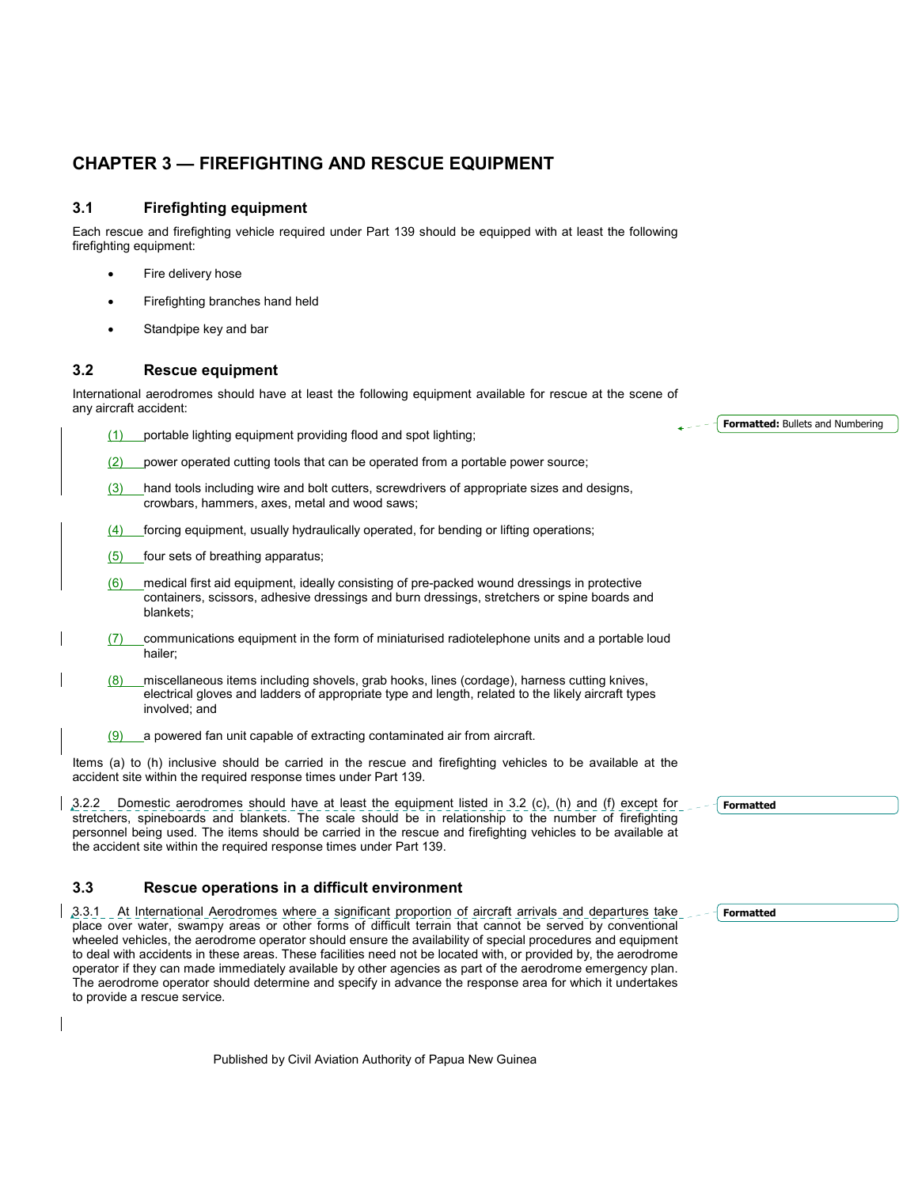# CHAPTER 3 — FIREFIGHTING AND RESCUE EQUIPMENT

## 3.1 Firefighting equipment

Each rescue and firefighting vehicle required under Part 139 should be equipped with at least the following firefighting equipment:

- Fire delivery hose
- Firefighting branches hand held
- Standpipe key and bar

## 3.2 Rescue equipment

International aerodromes should have at least the following equipment available for rescue at the scene of any aircraft accident:

(1) portable lighting equipment providing flood and spot lighting;

(2) power operated cutting tools that can be operated from a portable power source;

(3) hand tools including wire and bolt cutters, screwdrivers of appropriate sizes and designs, crowbars, hammers, axes, metal and wood saws;

(4) forcing equipment, usually hydraulically operated, for bending or lifting operations;

(5) four sets of breathing apparatus;

(6) medical first aid equipment, ideally consisting of pre-packed wound dressings in protective containers, scissors, adhesive dressings and burn dressings, stretchers or spine boards and blankets;

(7) communications equipment in the form of miniaturised radiotelephone units and a portable loud hailer;

(8) miscellaneous items including shovels, grab hooks, lines (cordage), harness cutting knives, electrical gloves and ladders of appropriate type and length, related to the likely aircraft types involved; and

(9) a powered fan unit capable of extracting contaminated air from aircraft.

Items (a) to (h) inclusive should be carried in the rescue and firefighting vehicles to be available at the accident site within the required response times under Part 139.

3.2.2 Domestic aerodromes should have at least the equipment listed in 3.2 (c), (h) and (f) except for stretchers, spineboards and blankets. The scale should be in relationship to the number of firefighting personnel being used. The items should be carried in the rescue and firefighting vehicles to be available at the accident site within the required response times under Part 139.

## 3.3 Rescue operations in a difficult environment

3.3.1 At International Aerodromes where a significant proportion of aircraft arrivals and departures take place over water, swampy areas or other forms of difficult terrain that cannot be served by conventional wheeled vehicles, the aerodrome operator should ensure the availability of special procedures and equipment to deal with accidents in these areas. These facilities need not be located with, or provided by, the aerodrome operator if they can made immediately available by other agencies as part of the aerodrome emergency plan. The aerodrome operator should determine and specify in advance the response area for which it undertakes to provide a rescue service.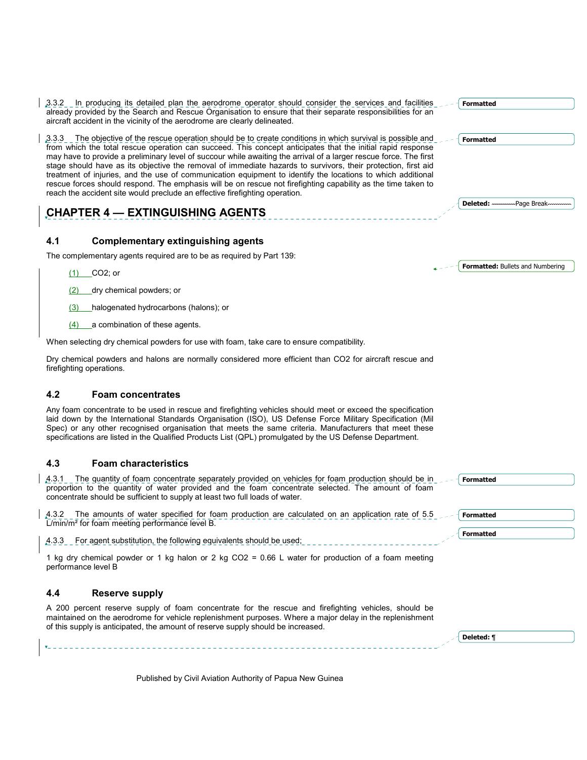3.3.2 In producing its detailed plan the aerodrome operator should consider the services and facilities already provided by the Search and Rescue Organisation to ensure that their separate responsibilities for an aircraft accident in the vicinity of the aerodrome are clearly delineated.

3.3.3 The objective of the rescue operation should be to create conditions in which survival is possible and from which the total rescue operation can succeed. This concept anticipates that the initial rapid response may have to provide a preliminary level of succour while awaiting the arrival of a larger rescue force. The first stage should have as its objective the removal of immediate hazards to survivors, their protection, first aid treatment of injuries, and the use of communication equipment to identify the locations to which additional rescue forces should respond. The emphasis will be on rescue not firefighting capability as the time taken to reach the accident site would preclude an effective firefighting operation.

# CHAPTER 4 — EXTINGUISHING AGENTS

## 4.1 Complementary extinguishing agents

The complementary agents required are to be as required by Part 139:

(1) $CO_2$; or

(2) dry chemical powders; or

(3) halogenated hydrocarbons (halons); or

(4) a combination of these agents.

When selecting dry chemical powders for use with foam, take care to ensure compatibility.

Dry chemical powders and halons are normally considered more efficient than $CO_2$ for aircraft rescue and firefighting operations.

## 4.2 Foam concentrates

Any foam concentrate to be used in rescue and firefighting vehicles should meet or exceed the specification laid down by the International Standards Organisation (ISO), US Defense Force Military Specification (Mil Spec) or any other recognised organisation that meets the same criteria. Manufacturers that meet these specifications are listed in the Qualified Products List (QPL) promulgated by the US Defense Department.

## 4.3 Foam characteristics

4.3.1 The quantity of foam concentrate separately provided on vehicles for foam production should be in proportion to the quantity of water provided and the foam concentrate selected. The amount of foam concentrate should be sufficient to supply at least two full loads of water.

4.3.2 The amounts of water specified for foam production are calculated on an application rate of 5.5 $L/min/m^2$ for foam meeting performance level B.

4.3.3 For agent substitution, the following equivalents should be used;

1 kg dry chemical powder or 1 kg halon or 2 kg $CO_2$ = 0.66 L water for production of a foam meeting performance level B

## 4.4 Reserve supply

A 200 percent reserve supply of foam concentrate for the rescue and firefighting vehicles, should be maintained on the aerodrome for vehicle replenishment purposes. Where a major delay in the replenishment of this supply is anticipated, the amount of reserve supply should be increased.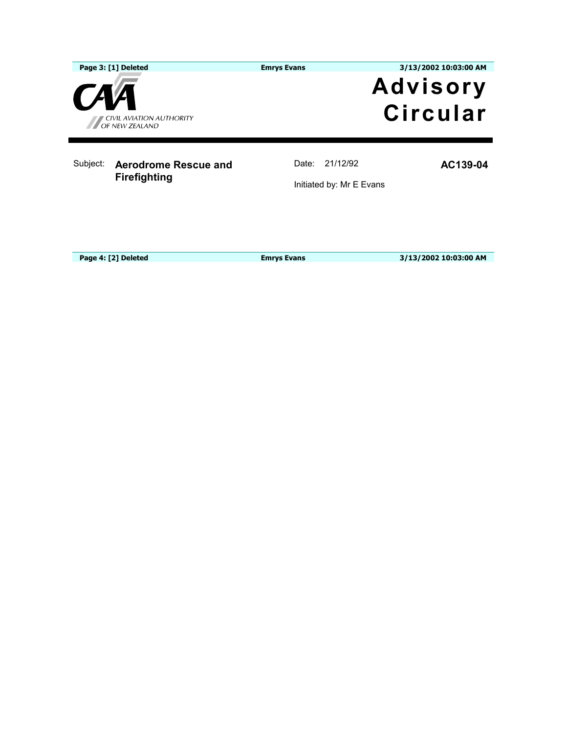Page 3: [1] Deleted | Emrys Evans | 3/13/2002 10:03:00 AM

CIVIL AVIATION AUTHORITY OF NEW ZEALAND

# Advisory Circular

Subject: **Aerodrome Rescue and Firefighting**

Date: 21/12/92

Initiated by: Mr E Evans

**AC139-04**

Page 4: [2] Deleted | Emrys Evans | 3/13/2002 10:03:00 AM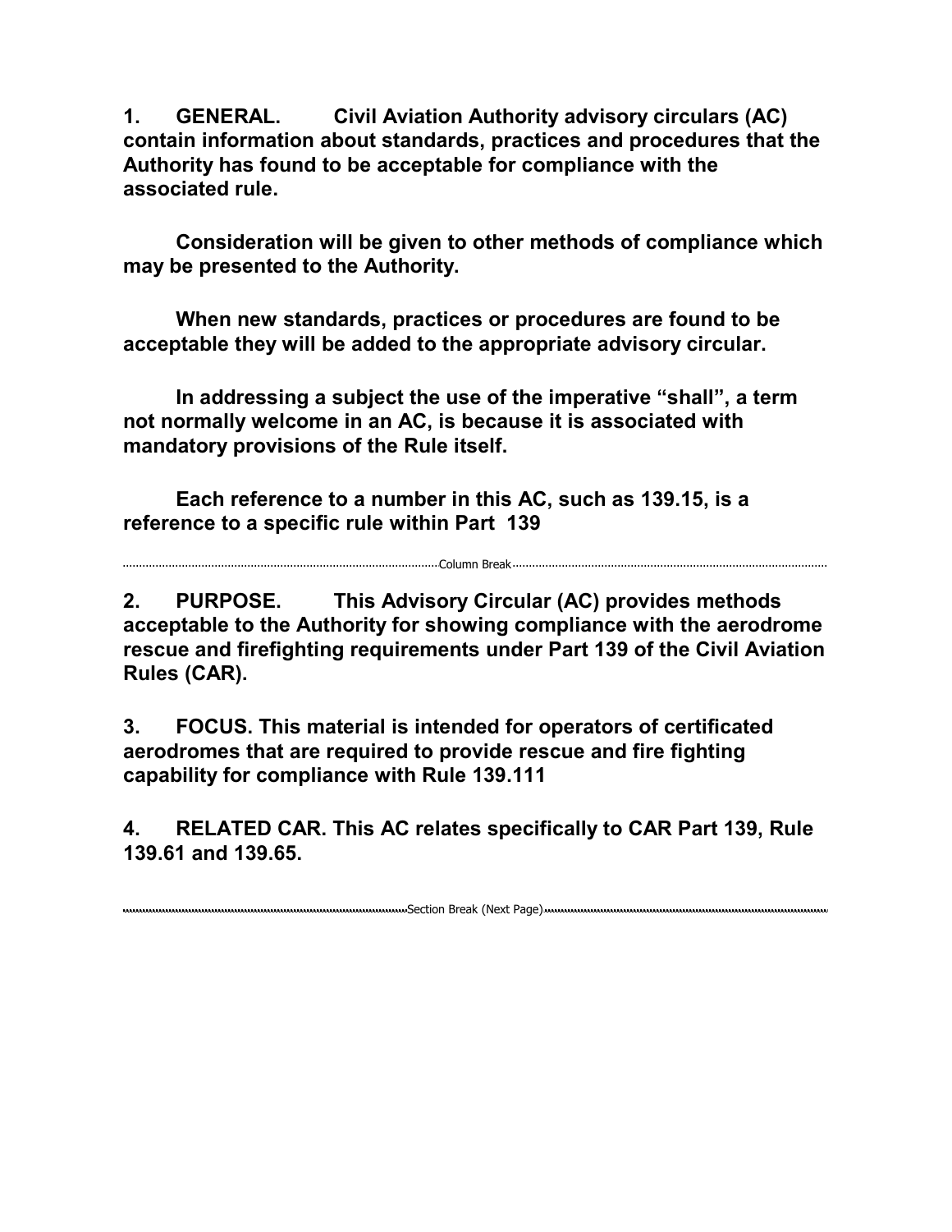**1. GENERAL. Civil Aviation Authority advisory circulars (AC) contain information about standards, practices and procedures that the Authority has found to be acceptable for compliance with the associated rule.**

**Consideration will be given to other methods of compliance which may be presented to the Authority.**

**When new standards, practices or procedures are found to be acceptable they will be added to the appropriate advisory circular.**

**In addressing a subject the use of the imperative "shall", a term not normally welcome in an AC, is because it is associated with mandatory provisions of the Rule itself.**

**Each reference to a number in this AC, such as 139.15, is a reference to a specific rule within Part 139**

**2. PURPOSE. This Advisory Circular (AC) provides methods acceptable to the Authority for showing compliance with the aerodrome rescue and firefighting requirements under Part 139 of the Civil Aviation Rules (CAR).**

**3. FOCUS. This material is intended for operators of certificated aerodromes that are required to provide rescue and fire fighting capability for compliance with Rule 139.111**

**4. RELATED CAR. This AC relates specifically to CAR Part 139, Rule 139.61 and 139.65.**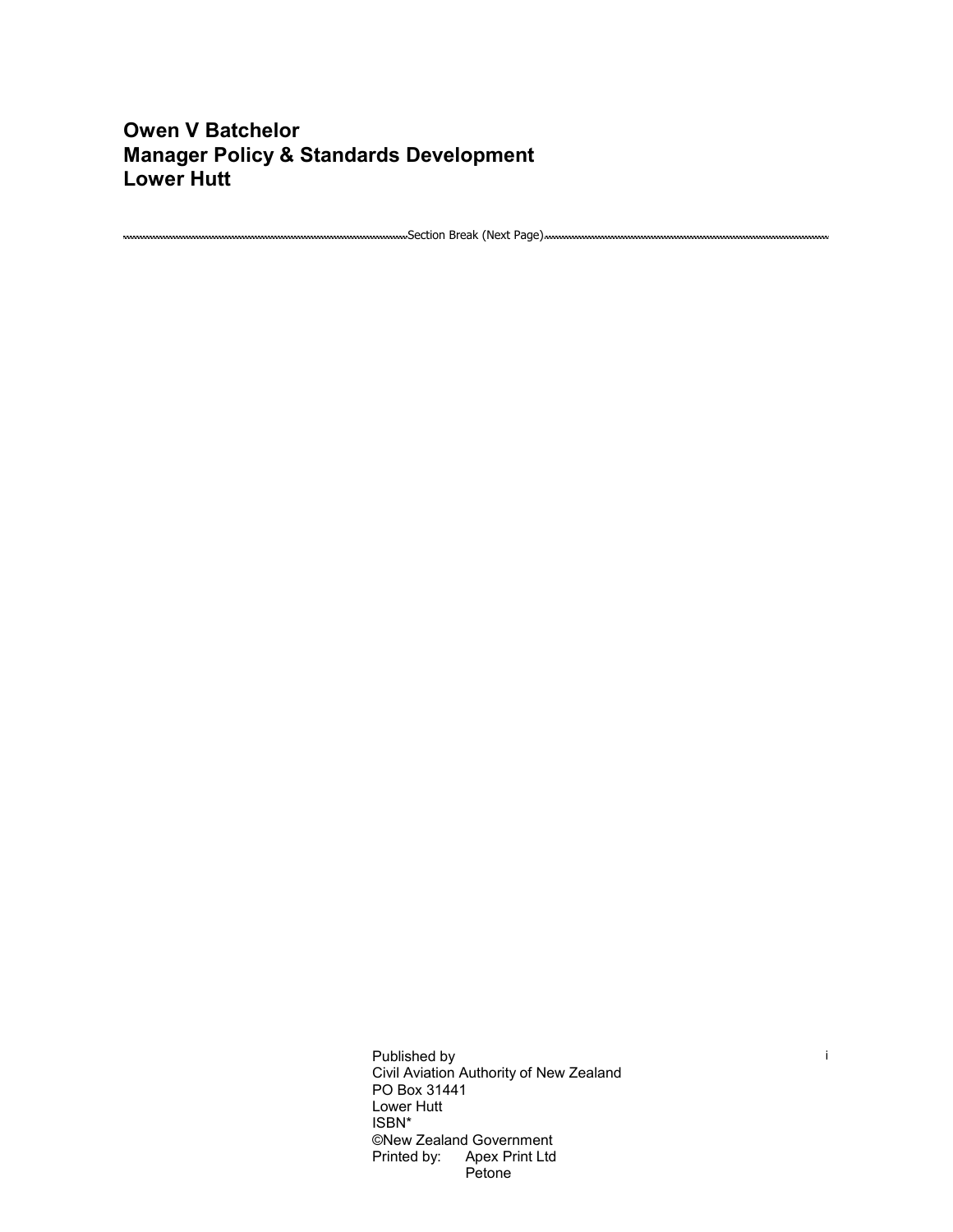**Owen V Batchelor**
**Manager Policy & Standards Development**
**Lower Hutt**

Published by
Civil Aviation Authority of New Zealand
PO Box 31441
Lower Hutt
ISBN*
©New Zealand Government
Printed by: Apex Print Ltd
Petone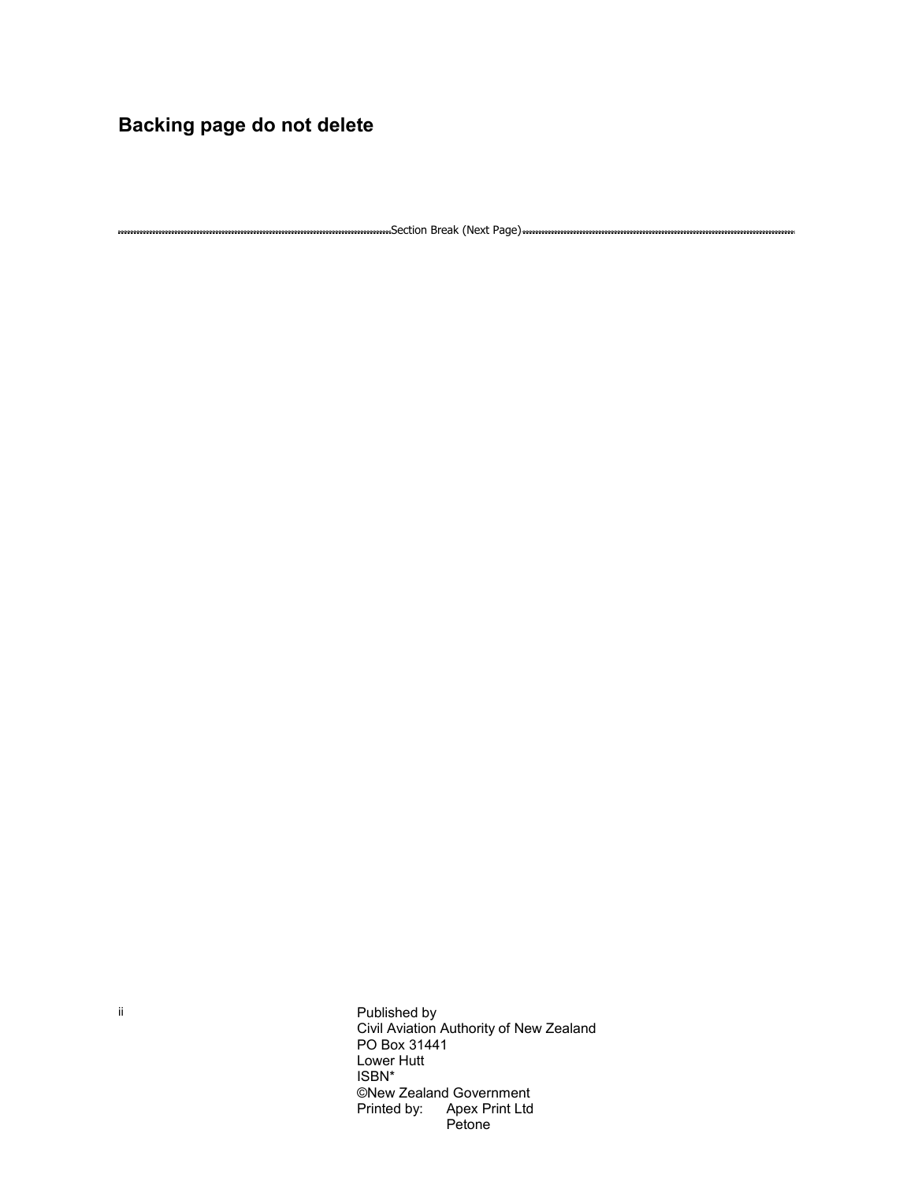**Backing page do not delete**

Section Break (Next Page)

Published by
Civil Aviation Authority of New Zealand
PO Box 31441
Lower Hutt
ISBN*
©New Zealand Government
Printed by: Apex Print Ltd
Petone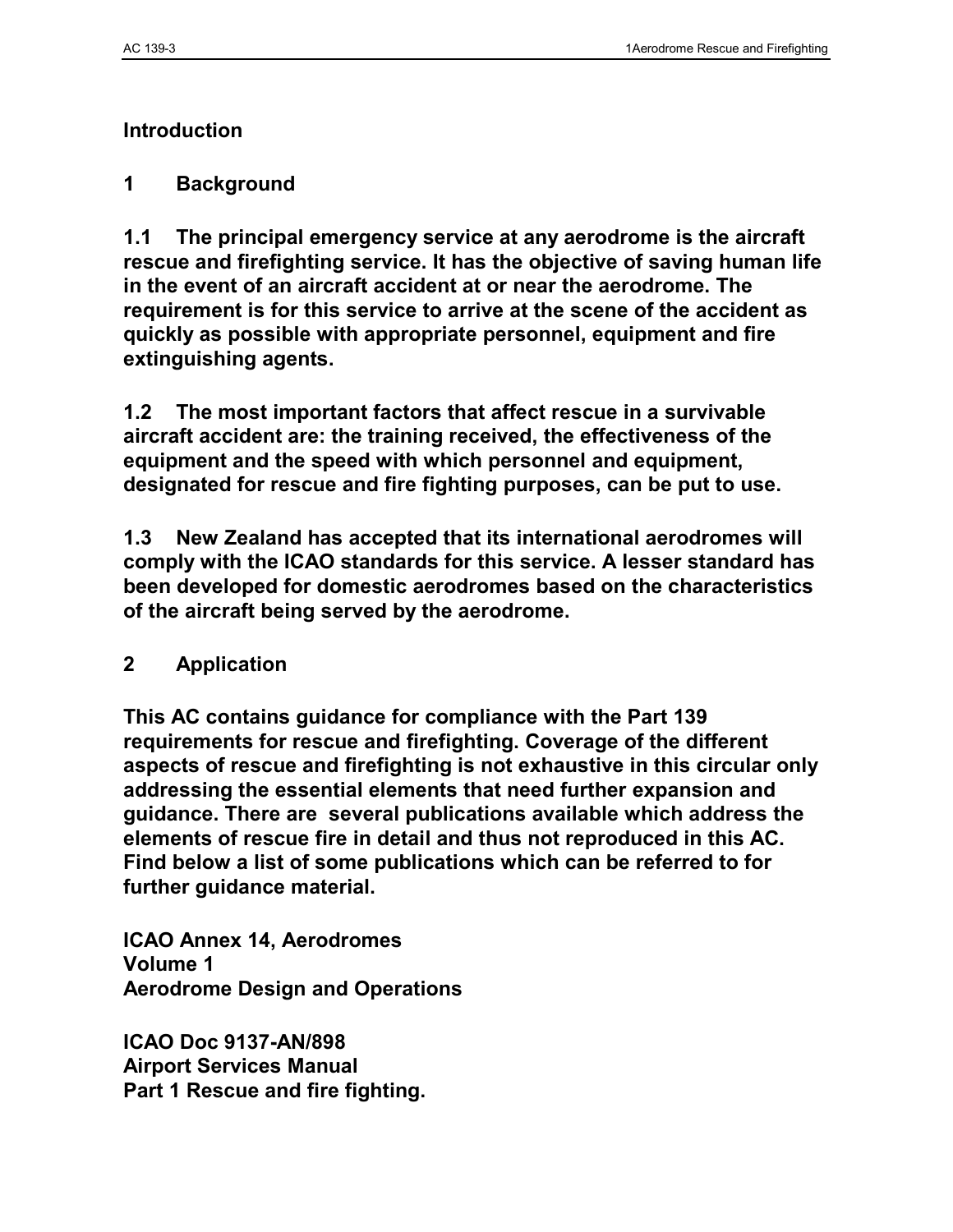## Introduction

### 1 Background

**1.1 The principal emergency service at any aerodrome is the aircraft rescue and firefighting service. It has the objective of saving human life in the event of an aircraft accident at or near the aerodrome. The requirement is for this service to arrive at the scene of the accident as quickly as possible with appropriate personnel, equipment and fire extinguishing agents.**

**1.2 The most important factors that affect rescue in a survivable aircraft accident are: the training received, the effectiveness of the equipment and the speed with which personnel and equipment, designated for rescue and fire fighting purposes, can be put to use.**

**1.3 New Zealand has accepted that its international aerodromes will comply with the ICAO standards for this service. A lesser standard has been developed for domestic aerodromes based on the characteristics of the aircraft being served by the aerodrome.**

### 2 Application

**This AC contains guidance for compliance with the Part 139 requirements for rescue and firefighting. Coverage of the different aspects of rescue and firefighting is not exhaustive in this circular only addressing the essential elements that need further expansion and guidance. There are several publications available which address the elements of rescue fire in detail and thus not reproduced in this AC. Find below a list of some publications which can be referred to for further guidance material.**

**ICAO Annex 14, Aerodromes**
**Volume 1**
**Aerodrome Design and Operations**

**ICAO Doc 9137-AN/898**
**Airport Services Manual**
**Part 1 Rescue and fire fighting.**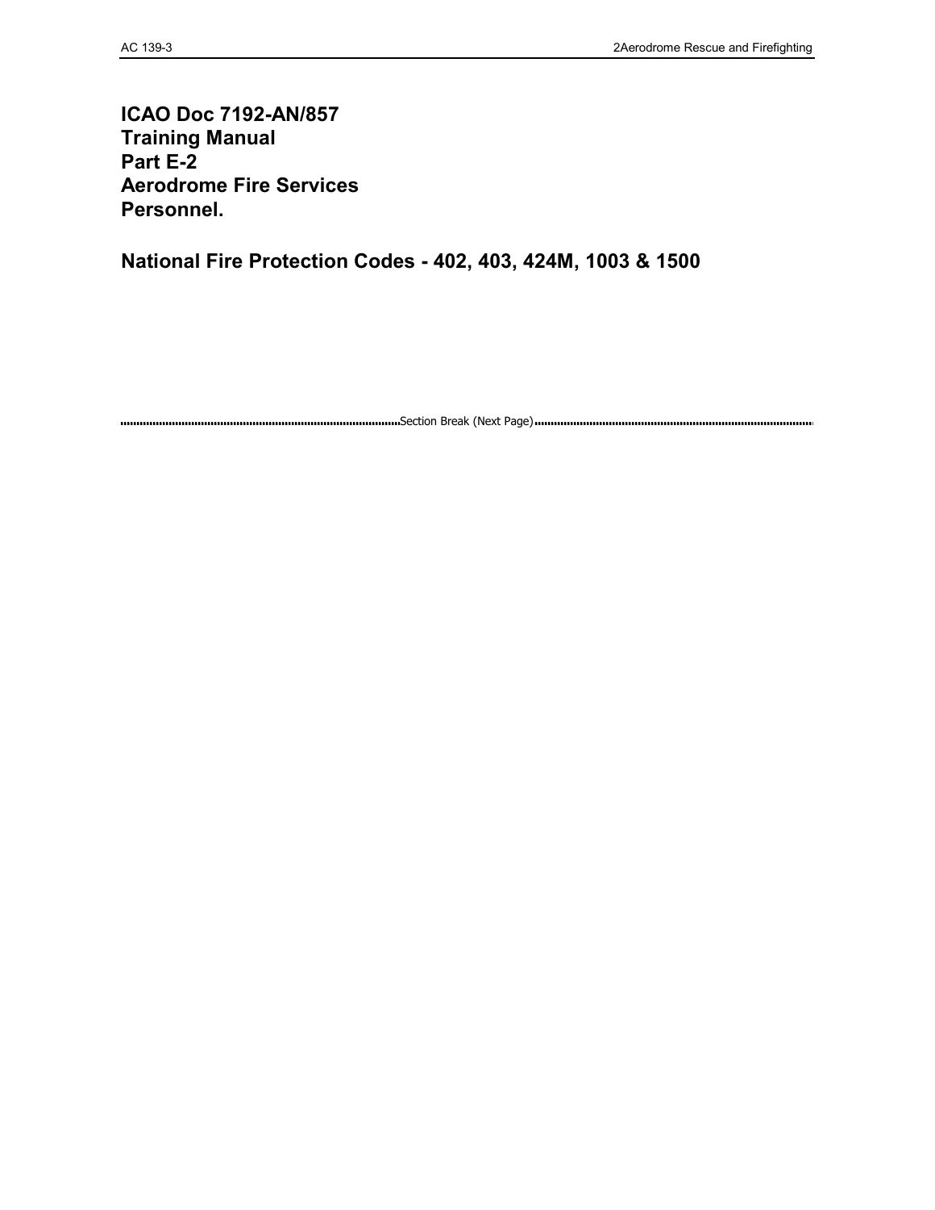**ICAO Doc 7192-AN/857**
**Training Manual**
**Part E-2**
**Aerodrome Fire Services**
**Personnel.**

**National Fire Protection Codes - 402, 403, 424M, 1003 & 1500**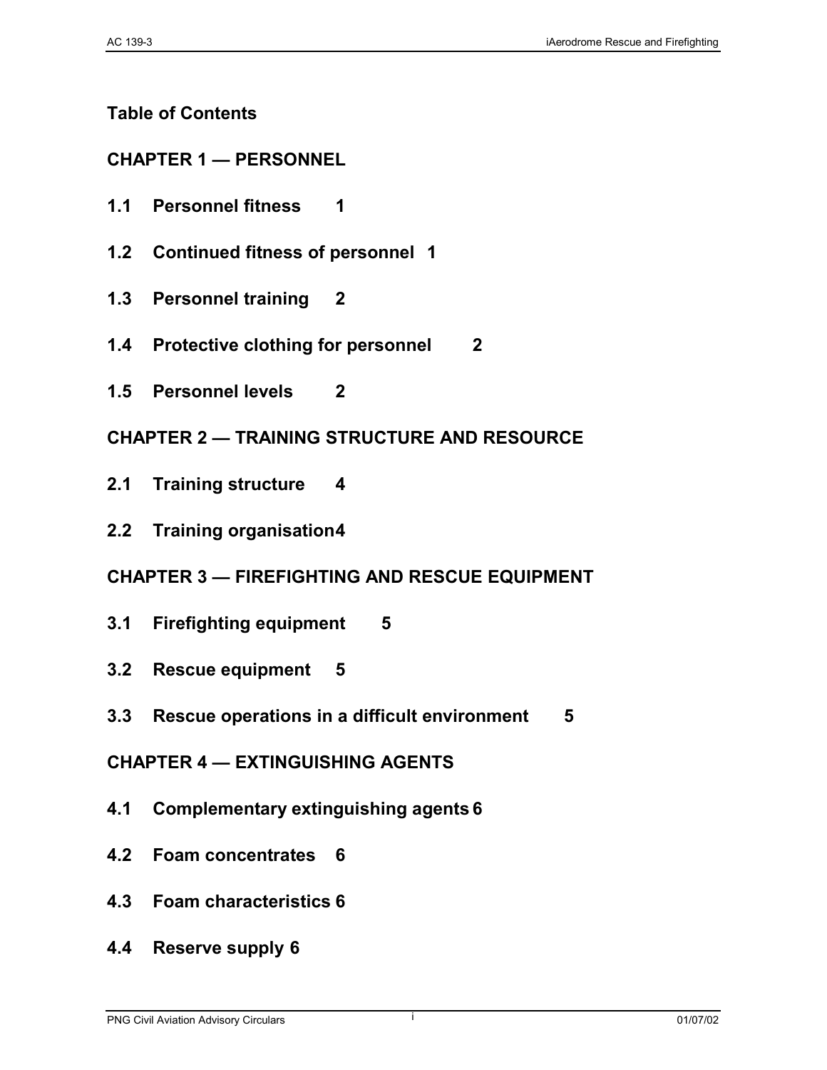## Table of Contents

### CHAPTER 1 — PERSONNEL

**1.1 Personnel fitness 1**

**1.2 Continued fitness of personnel 1**

**1.3 Personnel training 2**

**1.4 Protective clothing for personnel 2**

**1.5 Personnel levels 2**

### CHAPTER 2 — TRAINING STRUCTURE AND RESOURCE

**2.1 Training structure 4**

**2.2 Training organisation 4**

### CHAPTER 3 — FIREFIGHTING AND RESCUE EQUIPMENT

**3.1 Firefighting equipment 5**

**3.2 Rescue equipment 5**

**3.3 Rescue operations in a difficult environment 5**

### CHAPTER 4 — EXTINGUISHING AGENTS

**4.1 Complementary extinguishing agents 6**

**4.2 Foam concentrates 6**

**4.3 Foam characteristics 6**

**4.4 Reserve supply 6**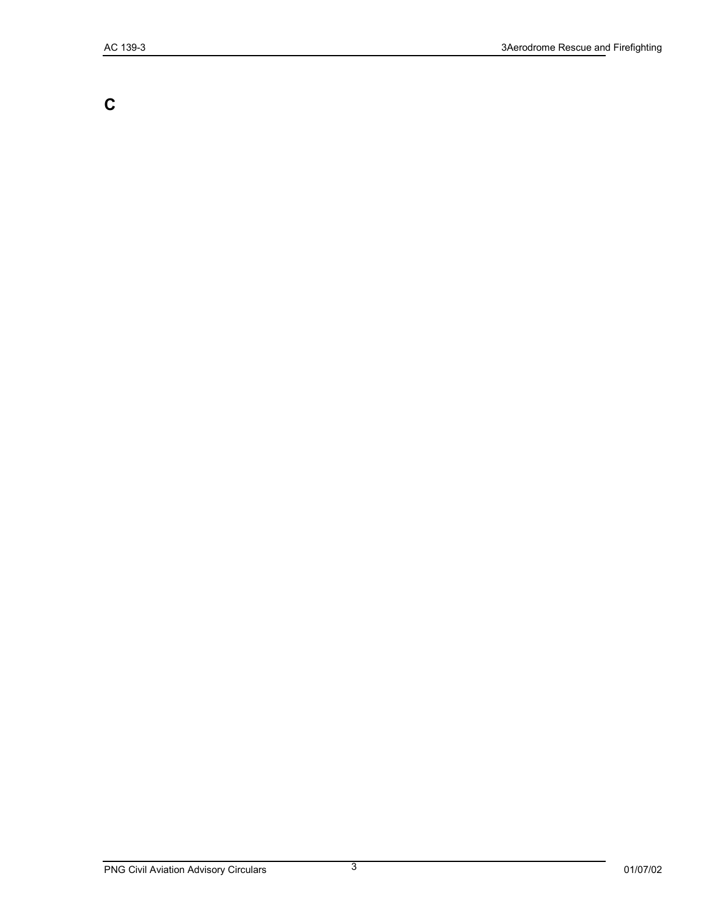**C**